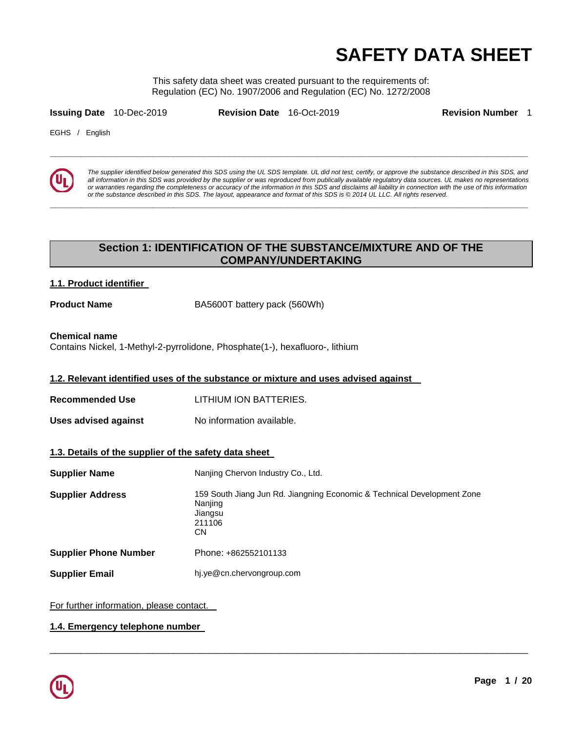# SAFETY DATA SHEET

This safety data sheet was created pursuant to the requirements of:
Regulation (EC) No. 1907/2006 and Regulation (EC) No. 1272/2008

**Issuing Date** 10-Dec-2019 **Revision Date** 16-Oct-2019 **Revision Number** 1

EGHS / English

*The supplier identified below generated this SDS using the UL SDS template. UL did not test, certify, or approve the substance described in this SDS, and all information in this SDS was provided by the supplier or was reproduced from publically available regulatory data sources. UL makes no representations or warranties regarding the completeness or accuracy of the information in this SDS and disclaims all liability in connection with the use of this information or the substance described in this SDS. The layout, appearance and format of this SDS is © 2014 UL LLC. All rights reserved.*

## Section 1: IDENTIFICATION OF THE SUBSTANCE/MIXTURE AND OF THE COMPANY/UNDERTAKING

### 1.1. Product identifier

**Product Name** BA5600T battery pack (560Wh)

**Chemical name**
Contains Nickel, 1-Methyl-2-pyrrolidone, Phosphate(1-), hexafluoro-, lithium

### 1.2. Relevant identified uses of the substance or mixture and uses advised against

**Recommended Use** LITHIUM ION BATTERIES.

**Uses advised against** No information available.

### 1.3. Details of the supplier of the safety data sheet

**Supplier Name** Nanjing Chervon Industry Co., Ltd.

**Supplier Address** 159 South Jiang Jun Rd. Jiangning Economic & Technical Development Zone
Nanjing
Jiangsu
211106
CN

**Supplier Phone Number** Phone: +862552101133

**Supplier Email** hj.ye@cn.chervongroup.com

For further information, please contact.

### 1.4. Emergency telephone number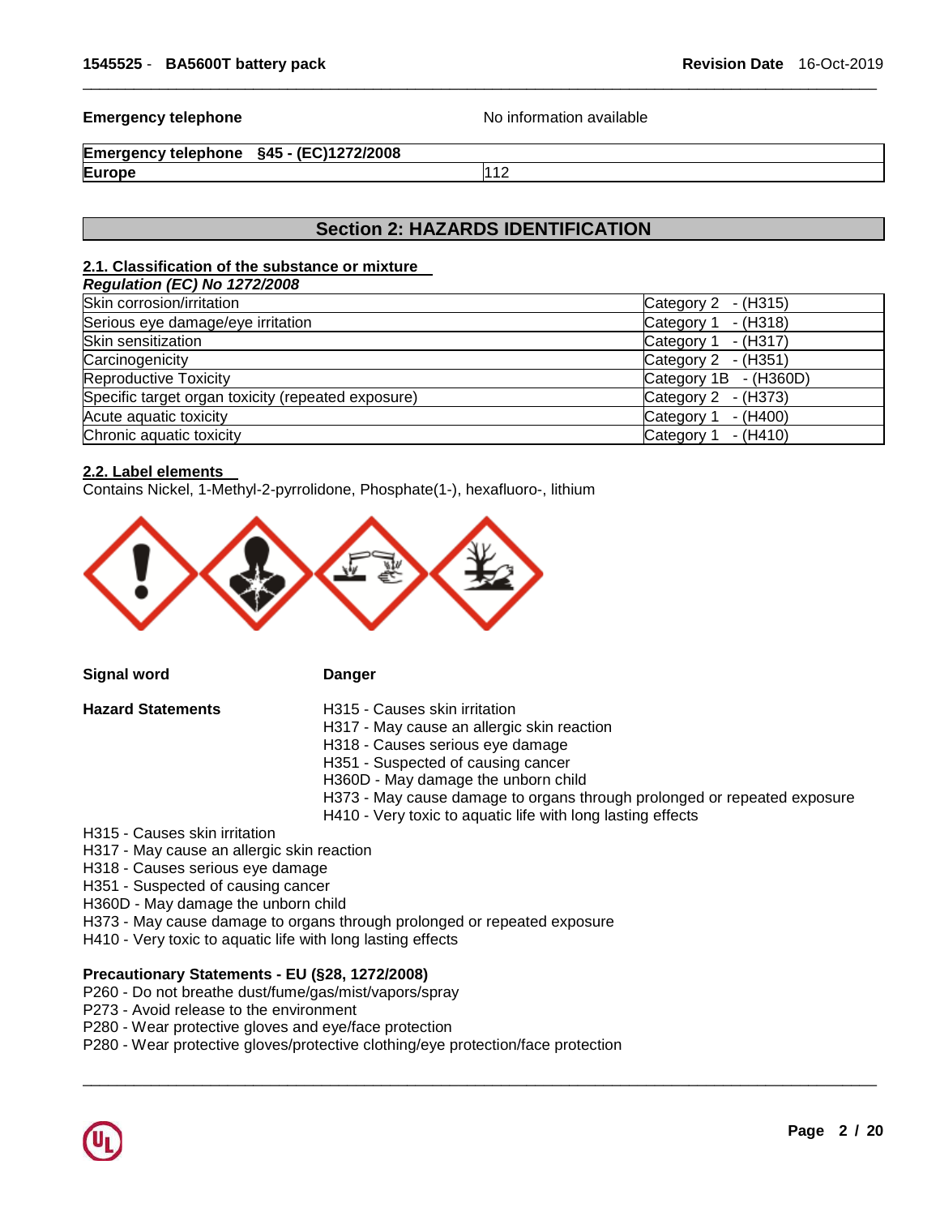**Emergency telephone** No information available

| Emergency telephone §45 - (EC)1272/2008 | |
|---|---|
| **Europe** | 112 |

## Section 2: HAZARDS IDENTIFICATION

### 2.1. Classification of the substance or mixture

***Regulation (EC) No 1272/2008***

| | |
|---|---|
| Skin corrosion/irritation | Category 2 - (H315) |
| Serious eye damage/eye irritation | Category 1 - (H318) |
| Skin sensitization | Category 1 - (H317) |
| Carcinogenicity | Category 2 - (H351) |
| Reproductive Toxicity | Category 1B - (H360D) |
| Specific target organ toxicity (repeated exposure) | Category 2 - (H373) |
| Acute aquatic toxicity | Category 1 - (H400) |
| Chronic aquatic toxicity | Category 1 - (H410) |

### 2.2. Label elements

Contains Nickel, 1-Methyl-2-pyrrolidone, Phosphate(1-), hexafluoro-, lithium

**Signal word** **Danger**

**Hazard Statements**

H315 - Causes skin irritation
H317 - May cause an allergic skin reaction
H318 - Causes serious eye damage
H351 - Suspected of causing cancer
H360D - May damage the unborn child
H373 - May cause damage to organs through prolonged or repeated exposure
H410 - Very toxic to aquatic life with long lasting effects

H315 - Causes skin irritation
H317 - May cause an allergic skin reaction
H318 - Causes serious eye damage
H351 - Suspected of causing cancer
H360D - May damage the unborn child
H373 - May cause damage to organs through prolonged or repeated exposure
H410 - Very toxic to aquatic life with long lasting effects

**Precautionary Statements - EU (§28, 1272/2008)**

P260 - Do not breathe dust/fume/gas/mist/vapors/spray
P273 - Avoid release to the environment
P280 - Wear protective gloves and eye/face protection
P280 - Wear protective gloves/protective clothing/eye protection/face protection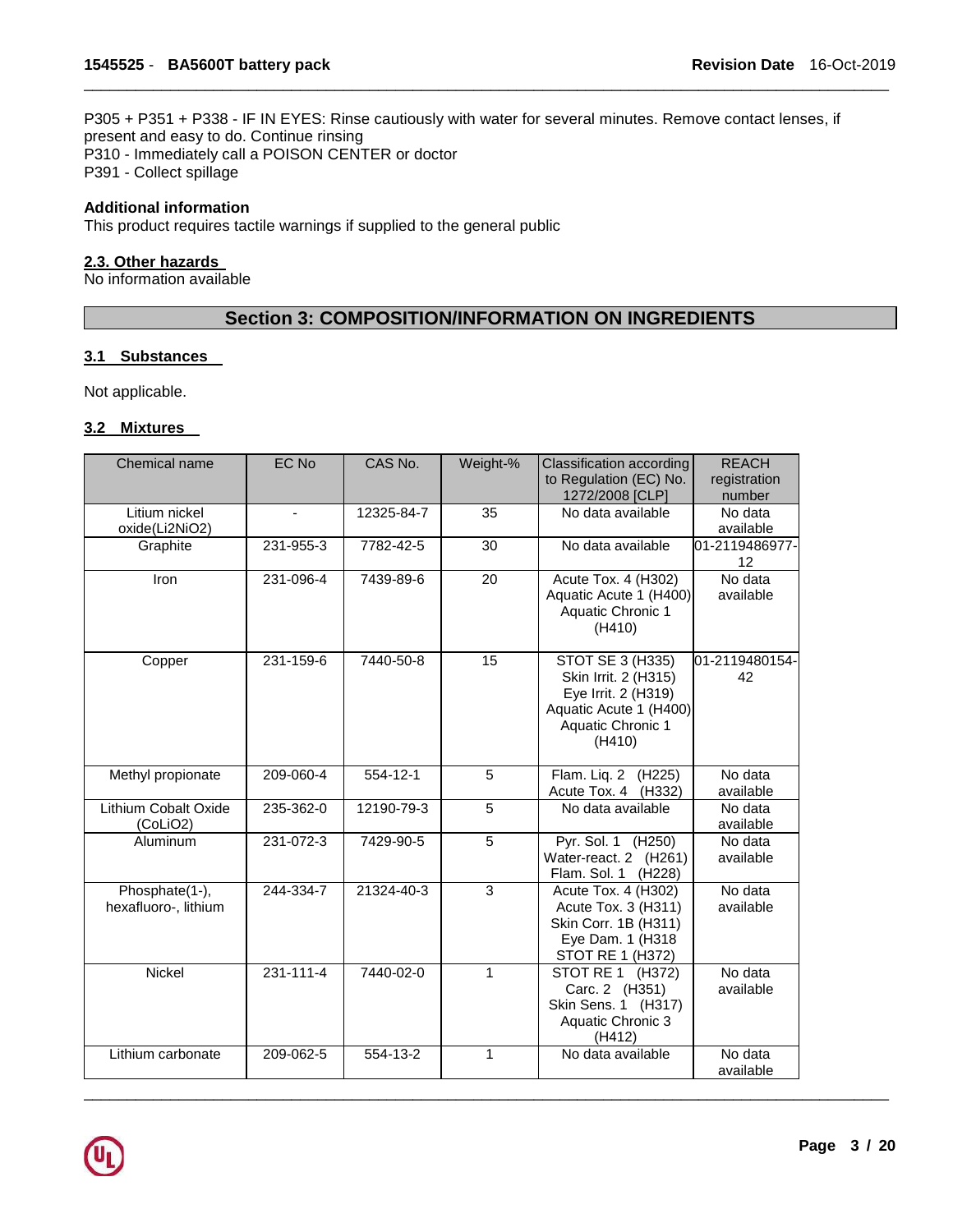P305 + P351 + P338 - IF IN EYES: Rinse cautiously with water for several minutes. Remove contact lenses, if present and easy to do. Continue rinsing
P310 - Immediately call a POISON CENTER or doctor
P391 - Collect spillage

**Additional information**
This product requires tactile warnings if supplied to the general public

**2.3. Other hazards**
No information available

## Section 3: COMPOSITION/INFORMATION ON INGREDIENTS

### 3.1 Substances

Not applicable.

### 3.2 Mixtures

| Chemical name | EC No | CAS No. | Weight-% | Classification according to Regulation (EC) No. 1272/2008 [CLP] | REACH registration number |
|---|---|---|---|---|---|
| Litium nickel oxide(Li2NiO2) | - | 12325-84-7 | 35 | No data available | No data available |
| Graphite | 231-955-3 | 7782-42-5 | 30 | No data available | 01-2119486977-12 |
| Iron | 231-096-4 | 7439-89-6 | 20 | Acute Tox. 4 (H302) Aquatic Acute 1 (H400) Aquatic Chronic 1 (H410) | No data available |
| Copper | 231-159-6 | 7440-50-8 | 15 | STOT SE 3 (H335) Skin Irrit. 2 (H315) Eye Irrit. 2 (H319) Aquatic Acute 1 (H400) Aquatic Chronic 1 (H410) | 01-2119480154-42 |
| Methyl propionate | 209-060-4 | 554-12-1 | 5 | Flam. Liq. 2 (H225) Acute Tox. 4 (H332) | No data available |
| Lithium Cobalt Oxide (CoLiO2) | 235-362-0 | 12190-79-3 | 5 | No data available | No data available |
| Aluminum | 231-072-3 | 7429-90-5 | 5 | Pyr. Sol. 1 (H250) Water-react. 2 (H261) Flam. Sol. 1 (H228) | No data available |
| Phosphate(1-), hexafluoro-, lithium | 244-334-7 | 21324-40-3 | 3 | Acute Tox. 4 (H302) Acute Tox. 3 (H311) Skin Corr. 1B (H311) Eye Dam. 1 (H318 STOT RE 1 (H372) | No data available |
| Nickel | 231-111-4 | 7440-02-0 | 1 | STOT RE 1 (H372) Carc. 2 (H351) Skin Sens. 1 (H317) Aquatic Chronic 3 (H412) | No data available |
| Lithium carbonate | 209-062-5 | 554-13-2 | 1 | No data available | No data available |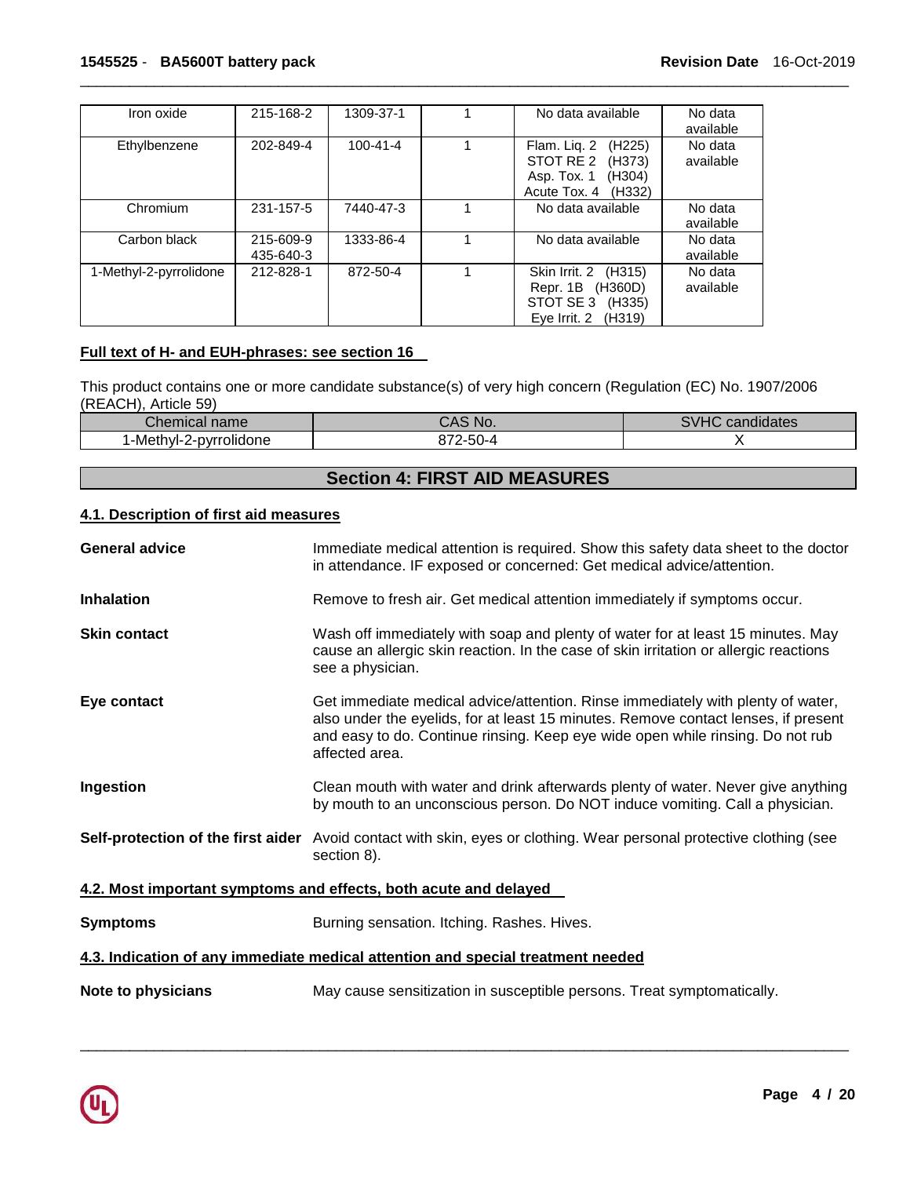| Iron oxide | 215-168-2 | 1309-37-1 | 1 | No data available | No data available |
|---|---|---|---|---|---|
| Ethylbenzene | 202-849-4 | 100-41-4 | 1 | Flam. Liq. 2 (H225)<br>STOT RE 2 (H373)<br>Asp. Tox. 1 (H304)<br>Acute Tox. 4 (H332) | No data available |
| Chromium | 231-157-5 | 7440-47-3 | 1 | No data available | No data available |
| Carbon black | 215-609-9<br>435-640-3 | 1333-86-4 | 1 | No data available | No data available |
| 1-Methyl-2-pyrrolidone | 212-828-1 | 872-50-4 | 1 | Skin Irrit. 2 (H315)<br>Repr. 1B (H360D)<br>STOT SE 3 (H335)<br>Eye Irrit. 2 (H319) | No data available |

**Full text of H- and EUH-phrases: see section 16**

This product contains one or more candidate substance(s) of very high concern (Regulation (EC) No. 1907/2006 (REACH), Article 59)

| Chemical name | CAS No. | SVHC candidates |
|---|---|---|
| 1-Methyl-2-pyrrolidone | 872-50-4 | X |

## Section 4: FIRST AID MEASURES

### 4.1. Description of first aid measures

**General advice** Immediate medical attention is required. Show this safety data sheet to the doctor in attendance. IF exposed or concerned: Get medical advice/attention.

**Inhalation** Remove to fresh air. Get medical attention immediately if symptoms occur.

**Skin contact** Wash off immediately with soap and plenty of water for at least 15 minutes. May cause an allergic skin reaction. In the case of skin irritation or allergic reactions see a physician.

**Eye contact** Get immediate medical advice/attention. Rinse immediately with plenty of water, also under the eyelids, for at least 15 minutes. Remove contact lenses, if present and easy to do. Continue rinsing. Keep eye wide open while rinsing. Do not rub affected area.

**Ingestion** Clean mouth with water and drink afterwards plenty of water. Never give anything by mouth to an unconscious person. Do NOT induce vomiting. Call a physician.

**Self-protection of the first aider** Avoid contact with skin, eyes or clothing. Wear personal protective clothing (see section 8).

### 4.2. Most important symptoms and effects, both acute and delayed

**Symptoms** Burning sensation. Itching. Rashes. Hives.

### 4.3. Indication of any immediate medical attention and special treatment needed

**Note to physicians** May cause sensitization in susceptible persons. Treat symptomatically.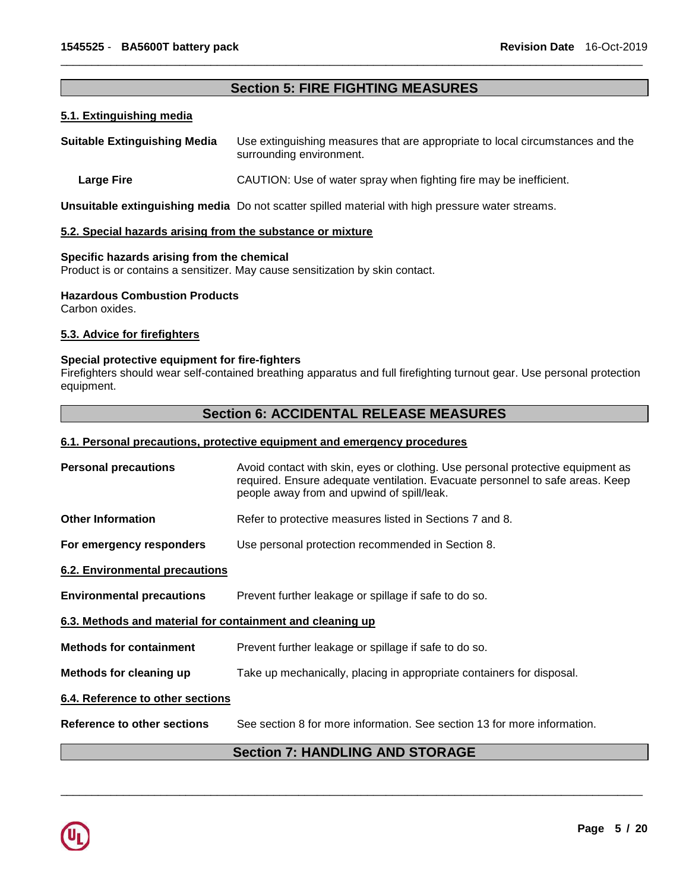## Section 5: FIRE FIGHTING MEASURES

### 5.1. Extinguishing media

**Suitable Extinguishing Media** Use extinguishing measures that are appropriate to local circumstances and the surrounding environment.

**Large Fire** CAUTION: Use of water spray when fighting fire may be inefficient.

**Unsuitable extinguishing media** Do not scatter spilled material with high pressure water streams.

### 5.2. Special hazards arising from the substance or mixture

**Specific hazards arising from the chemical**
Product is or contains a sensitizer. May cause sensitization by skin contact.

**Hazardous Combustion Products**
Carbon oxides.

### 5.3. Advice for firefighters

**Special protective equipment for fire-fighters**
Firefighters should wear self-contained breathing apparatus and full firefighting turnout gear. Use personal protection equipment.

## Section 6: ACCIDENTAL RELEASE MEASURES

### 6.1. Personal precautions, protective equipment and emergency procedures

**Personal precautions** Avoid contact with skin, eyes or clothing. Use personal protective equipment as required. Ensure adequate ventilation. Evacuate personnel to safe areas. Keep people away from and upwind of spill/leak.

**Other Information** Refer to protective measures listed in Sections 7 and 8.

**For emergency responders** Use personal protection recommended in Section 8.

### 6.2. Environmental precautions

**Environmental precautions** Prevent further leakage or spillage if safe to do so.

### 6.3. Methods and material for containment and cleaning up

**Methods for containment** Prevent further leakage or spillage if safe to do so.

**Methods for cleaning up** Take up mechanically, placing in appropriate containers for disposal.

### 6.4. Reference to other sections

**Reference to other sections** See section 8 for more information. See section 13 for more information.

## Section 7: HANDLING AND STORAGE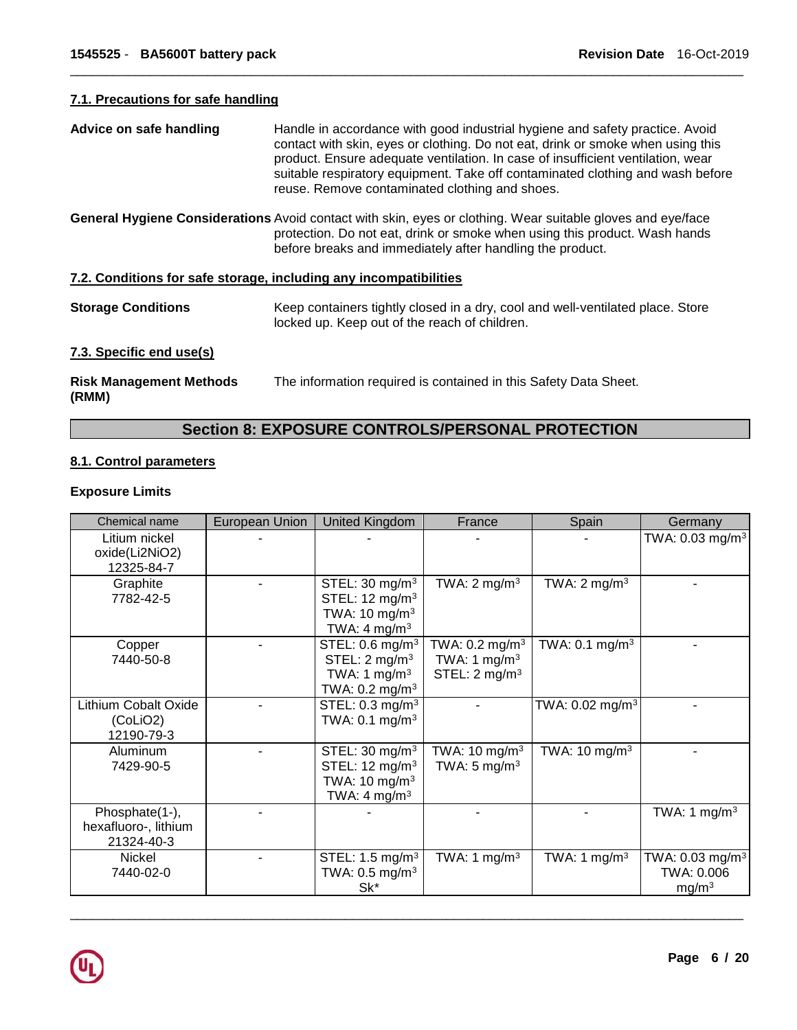### 7.1. Precautions for safe handling

**Advice on safe handling** Handle in accordance with good industrial hygiene and safety practice. Avoid contact with skin, eyes or clothing. Do not eat, drink or smoke when using this product. Ensure adequate ventilation. In case of insufficient ventilation, wear suitable respiratory equipment. Take off contaminated clothing and wash before reuse. Remove contaminated clothing and shoes.

**General Hygiene Considerations** Avoid contact with skin, eyes or clothing. Wear suitable gloves and eye/face protection. Do not eat, drink or smoke when using this product. Wash hands before breaks and immediately after handling the product.

### 7.2. Conditions for safe storage, including any incompatibilities

**Storage Conditions** Keep containers tightly closed in a dry, cool and well-ventilated place. Store locked up. Keep out of the reach of children.

### 7.3. Specific end use(s)

**Risk Management Methods (RMM)** The information required is contained in this Safety Data Sheet.

## Section 8: EXPOSURE CONTROLS/PERSONAL PROTECTION

### 8.1. Control parameters

**Exposure Limits**

| Chemical name | European Union | United Kingdom | France | Spain | Germany |
|---|---|---|---|---|---|
| Litium nickel oxide(Li2NiO2) 12325-84-7 | - | - | - | - | TWA: 0.03 mg/m³ |
| Graphite 7782-42-5 | - | STEL: 30 mg/m³ STEL: 12 mg/m³ TWA: 10 mg/m³ TWA: 4 mg/m³ | TWA: 2 mg/m³ | TWA: 2 mg/m³ | - |
| Copper 7440-50-8 | - | STEL: 0.6 mg/m³ STEL: 2 mg/m³ TWA: 1 mg/m³ TWA: 0.2 mg/m³ | TWA: 0.2 mg/m³ TWA: 1 mg/m³ STEL: 2 mg/m³ | TWA: 0.1 mg/m³ | - |
| Lithium Cobalt Oxide (CoLiO2) 12190-79-3 | - | STEL: 0.3 mg/m³ TWA: 0.1 mg/m³ | - | TWA: 0.02 mg/m³ | - |
| Aluminum 7429-90-5 | - | STEL: 30 mg/m³ STEL: 12 mg/m³ TWA: 10 mg/m³ TWA: 4 mg/m³ | TWA: 10 mg/m³ TWA: 5 mg/m³ | TWA: 10 mg/m³ | - |
| Phosphate(1-), hexafluoro-, lithium 21324-40-3 | - | - | - | - | TWA: 1 mg/m³ |
| Nickel 7440-02-0 | - | STEL: 1.5 mg/m³ TWA: 0.5 mg/m³ Sk* | TWA: 1 mg/m³ | TWA: 1 mg/m³ | TWA: 0.03 mg/m³ TWA: 0.006 mg/m³ |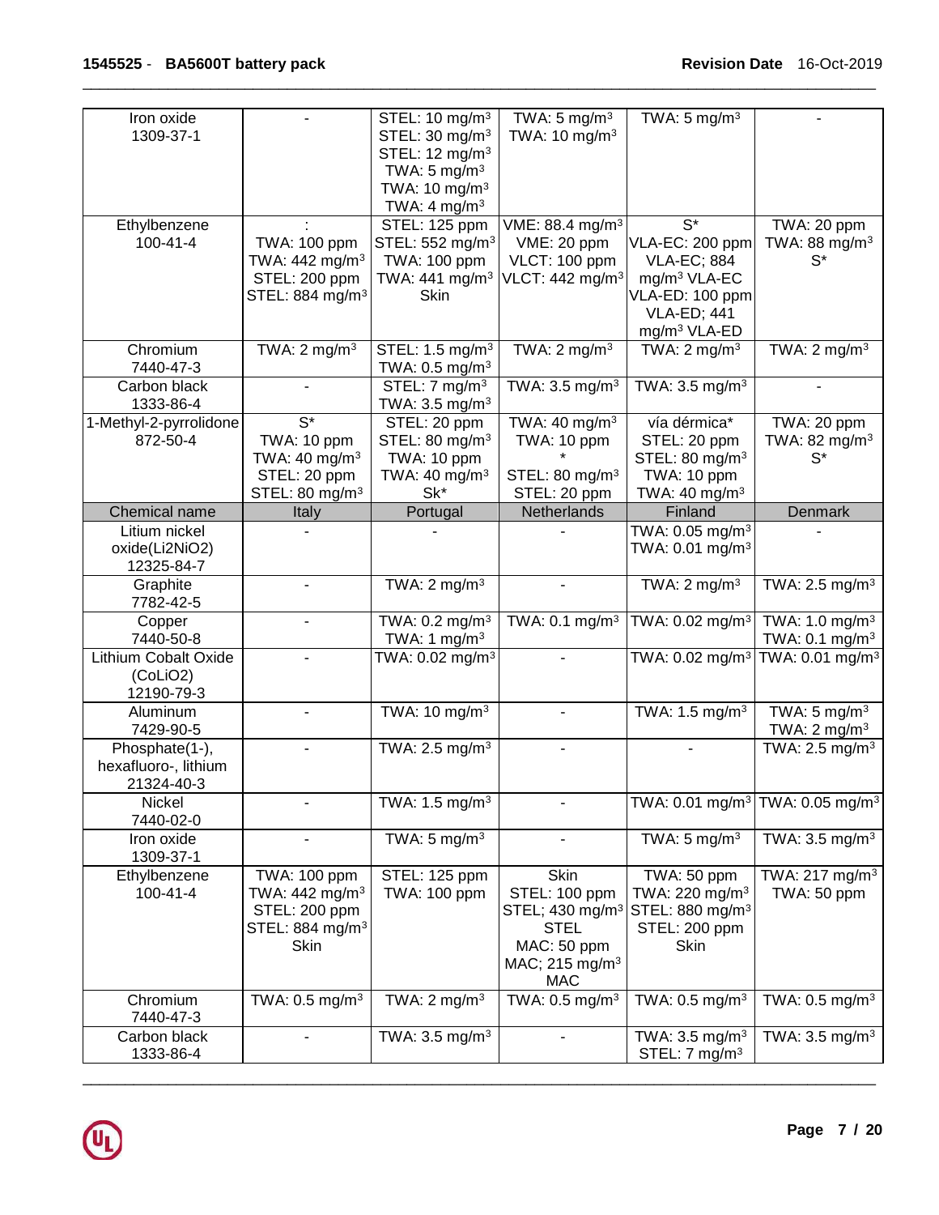| Iron oxide 1309-37-1 | - | STEL: 10 mg/m³ STEL: 30 mg/m³ STEL: 12 mg/m³ TWA: 5 mg/m³ TWA: 10 mg/m³ TWA: 4 mg/m³ | TWA: 5 mg/m³ TWA: 10 mg/m³ | TWA: 5 mg/m³ | - |
|---|---|---|---|---|---|
| Ethylbenzene 100-41-4 | : TWA: 100 ppm TWA: 442 mg/m³ STEL: 200 ppm STEL: 884 mg/m³ | STEL: 125 ppm STEL: 552 mg/m³ TWA: 100 ppm TWA: 441 mg/m³ Skin | VME: 88.4 mg/m³ VME: 20 ppm VLCT: 100 ppm VLCT: 442 mg/m³ | S* VLA-EC: 200 ppm VLA-EC; 884 mg/m³ VLA-EC VLA-ED: 100 ppm VLA-ED; 441 mg/m³ VLA-ED | TWA: 20 ppm TWA: 88 mg/m³ S* |
| Chromium 7440-47-3 | TWA: 2 mg/m³ | STEL: 1.5 mg/m³ TWA: 0.5 mg/m³ | TWA: 2 mg/m³ | TWA: 2 mg/m³ | TWA: 2 mg/m³ |
| Carbon black 1333-86-4 | - | STEL: 7 mg/m³ TWA: 3.5 mg/m³ | TWA: 3.5 mg/m³ | TWA: 3.5 mg/m³ | - |
| 1-Methyl-2-pyrrolidone 872-50-4 | S* TWA: 10 ppm TWA: 40 mg/m³ STEL: 20 ppm STEL: 80 mg/m³ | STEL: 20 ppm STEL: 80 mg/m³ TWA: 10 ppm TWA: 40 mg/m³ Sk* | TWA: 40 mg/m³ TWA: 10 ppm * STEL: 80 mg/m³ STEL: 20 ppm | vía dérmica* STEL: 20 ppm STEL: 80 mg/m³ TWA: 10 ppm TWA: 40 mg/m³ | TWA: 20 ppm TWA: 82 mg/m³ S* |
| **Chemical name** | **Italy** | **Portugal** | **Netherlands** | **Finland** | **Denmark** |
| Litium nickel oxide(Li2NiO2) 12325-84-7 | - | - | - | TWA: 0.05 mg/m³ TWA: 0.01 mg/m³ | - |
| Graphite 7782-42-5 | - | TWA: 2 mg/m³ | - | TWA: 2 mg/m³ | TWA: 2.5 mg/m³ |
| Copper 7440-50-8 | - | TWA: 0.2 mg/m³ TWA: 1 mg/m³ | TWA: 0.1 mg/m³ | TWA: 0.02 mg/m³ | TWA: 1.0 mg/m³ TWA: 0.1 mg/m³ |
| Lithium Cobalt Oxide (CoLiO2) 12190-79-3 | - | TWA: 0.02 mg/m³ | - | TWA: 0.02 mg/m³ | TWA: 0.01 mg/m³ |
| Aluminum 7429-90-5 | - | TWA: 10 mg/m³ | - | TWA: 1.5 mg/m³ | TWA: 5 mg/m³ TWA: 2 mg/m³ |
| Phosphate(1-), hexafluoro-, lithium 21324-40-3 | - | TWA: 2.5 mg/m³ | - | - | TWA: 2.5 mg/m³ |
| Nickel 7440-02-0 | - | TWA: 1.5 mg/m³ | - | TWA: 0.01 mg/m³ | TWA: 0.05 mg/m³ |
| Iron oxide 1309-37-1 | - | TWA: 5 mg/m³ | - | TWA: 5 mg/m³ | TWA: 3.5 mg/m³ |
| Ethylbenzene 100-41-4 | TWA: 100 ppm TWA: 442 mg/m³ STEL: 200 ppm STEL: 884 mg/m³ Skin | STEL: 125 ppm TWA: 100 ppm | Skin STEL: 100 ppm STEL; 430 mg/m³ STEL MAC: 50 ppm MAC; 215 mg/m³ MAC | TWA: 50 ppm TWA: 220 mg/m³ STEL: 880 mg/m³ STEL: 200 ppm Skin | TWA: 217 mg/m³ TWA: 50 ppm |
| Chromium 7440-47-3 | TWA: 0.5 mg/m³ | TWA: 2 mg/m³ | TWA: 0.5 mg/m³ | TWA: 0.5 mg/m³ | TWA: 0.5 mg/m³ |
| Carbon black 1333-86-4 | - | TWA: 3.5 mg/m³ | - | TWA: 3.5 mg/m³ STEL: 7 mg/m³ | TWA: 3.5 mg/m³ |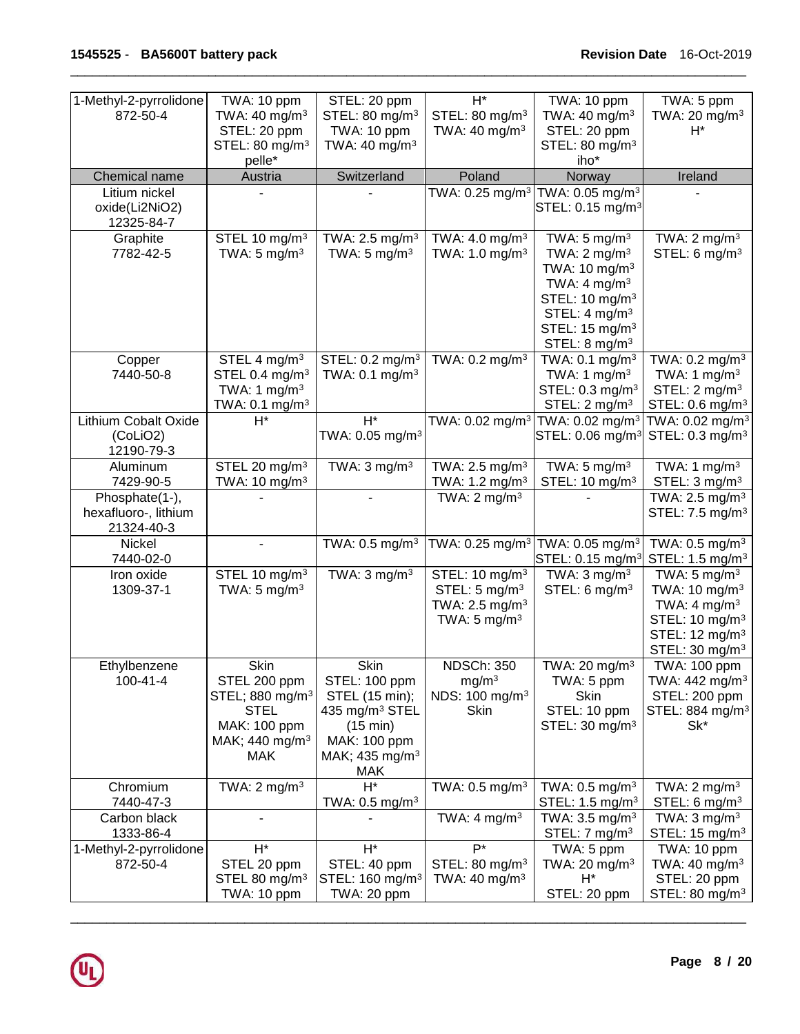| 1-Methyl-2-pyrrolidone 872-50-4 | TWA: 10 ppm TWA: 40 mg/m³ STEL: 20 ppm STEL: 80 mg/m³ pelle* | STEL: 20 ppm STEL: 80 mg/m³ TWA: 10 ppm TWA: 40 mg/m³ | H* STEL: 80 mg/m³ TWA: 40 mg/m³ | TWA: 10 ppm TWA: 40 mg/m³ STEL: 20 ppm STEL: 80 mg/m³ iho* | TWA: 5 ppm TWA: 20 mg/m³ H* |
|---|---|---|---|---|---|
| **Chemical name** | **Austria** | **Switzerland** | **Poland** | **Norway** | **Ireland** |
| Litium nickel oxide(Li2NiO2) 12325-84-7 | - | - | TWA: 0.25 mg/m³ | TWA: 0.05 mg/m³ STEL: 0.15 mg/m³ | - |
| Graphite 7782-42-5 | STEL 10 mg/m³ TWA: 5 mg/m³ | TWA: 2.5 mg/m³ TWA: 5 mg/m³ | TWA: 4.0 mg/m³ TWA: 1.0 mg/m³ | TWA: 5 mg/m³ TWA: 2 mg/m³ TWA: 10 mg/m³ TWA: 4 mg/m³ STEL: 10 mg/m³ STEL: 4 mg/m³ STEL: 15 mg/m³ STEL: 8 mg/m³ | TWA: 2 mg/m³ STEL: 6 mg/m³ |
| Copper 7440-50-8 | STEL 4 mg/m³ STEL 0.4 mg/m³ TWA: 1 mg/m³ TWA: 0.1 mg/m³ | STEL: 0.2 mg/m³ TWA: 0.1 mg/m³ | TWA: 0.2 mg/m³ | TWA: 0.1 mg/m³ TWA: 1 mg/m³ STEL: 0.3 mg/m³ STEL: 2 mg/m³ | TWA: 0.2 mg/m³ TWA: 1 mg/m³ STEL: 2 mg/m³ STEL: 0.6 mg/m³ |
| Lithium Cobalt Oxide (CoLiO2) 12190-79-3 | H* | H* TWA: 0.05 mg/m³ | TWA: 0.02 mg/m³ | TWA: 0.02 mg/m³ STEL: 0.06 mg/m³ | TWA: 0.02 mg/m³ STEL: 0.3 mg/m³ |
| Aluminum 7429-90-5 | STEL 20 mg/m³ TWA: 10 mg/m³ | TWA: 3 mg/m³ | TWA: 2.5 mg/m³ TWA: 1.2 mg/m³ | TWA: 5 mg/m³ STEL: 10 mg/m³ | TWA: 1 mg/m³ STEL: 3 mg/m³ |
| Phosphate(1-), hexafluoro-, lithium 21324-40-3 | - | - | TWA: 2 mg/m³ | - | TWA: 2.5 mg/m³ STEL: 7.5 mg/m³ |
| Nickel 7440-02-0 | - | TWA: 0.5 mg/m³ | TWA: 0.25 mg/m³ | TWA: 0.05 mg/m³ STEL: 0.15 mg/m³ | TWA: 0.5 mg/m³ STEL: 1.5 mg/m³ |
| Iron oxide 1309-37-1 | STEL 10 mg/m³ TWA: 5 mg/m³ | TWA: 3 mg/m³ | STEL: 10 mg/m³ STEL: 5 mg/m³ TWA: 2.5 mg/m³ TWA: 5 mg/m³ | TWA: 3 mg/m³ STEL: 6 mg/m³ | TWA: 5 mg/m³ TWA: 10 mg/m³ TWA: 4 mg/m³ STEL: 10 mg/m³ STEL: 12 mg/m³ STEL: 30 mg/m³ |
| Ethylbenzene 100-41-4 | Skin STEL 200 ppm STEL; 880 mg/m³ STEL MAK: 100 ppm MAK; 440 mg/m³ MAK | Skin STEL: 100 ppm STEL (15 min); 435 mg/m³ STEL (15 min) MAK: 100 ppm MAK; 435 mg/m³ MAK | NDSCh: 350 mg/m³ NDS: 100 mg/m³ Skin | TWA: 20 mg/m³ TWA: 5 ppm Skin STEL: 10 ppm STEL: 30 mg/m³ | TWA: 100 ppm TWA: 442 mg/m³ STEL: 200 ppm STEL: 884 mg/m³ Sk* |
| Chromium 7440-47-3 | TWA: 2 mg/m³ | H* TWA: 0.5 mg/m³ | TWA: 0.5 mg/m³ | TWA: 0.5 mg/m³ STEL: 1.5 mg/m³ | TWA: 2 mg/m³ STEL: 6 mg/m³ |
| Carbon black 1333-86-4 | - | - | TWA: 4 mg/m³ | TWA: 3.5 mg/m³ STEL: 7 mg/m³ | TWA: 3 mg/m³ STEL: 15 mg/m³ |
| 1-Methyl-2-pyrrolidone 872-50-4 | H* STEL 20 ppm STEL 80 mg/m³ TWA: 10 ppm | H* STEL: 40 ppm STEL: 160 mg/m³ TWA: 20 ppm | P* STEL: 80 mg/m³ TWA: 40 mg/m³ | TWA: 5 ppm TWA: 20 mg/m³ H* STEL: 20 ppm | TWA: 10 ppm TWA: 40 mg/m³ STEL: 20 ppm STEL: 80 mg/m³ |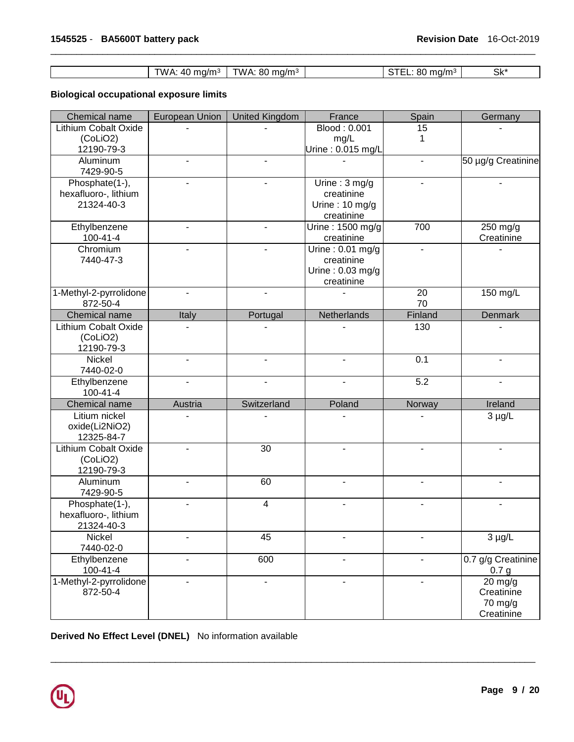| | TWA: 40 mg/m³ | TWA: 80 mg/m³ | | STEL: 80 mg/m³ | Sk* |
|---|---|---|---|---|---|

**Biological occupational exposure limits**

| Chemical name | European Union | United Kingdom | France | Spain | Germany |
|---|---|---|---|---|---|
| Lithium Cobalt Oxide (CoLiO2) 12190-79-3 | - | - | Blood : 0.001 mg/L Urine : 0.015 mg/L | 15 1 | - |
| Aluminum 7429-90-5 | - | - | - | - | 50 µg/g Creatinine |
| Phosphate(1-), hexafluoro-, lithium 21324-40-3 | - | - | Urine : 3 mg/g creatinine Urine : 10 mg/g creatinine | - | - |
| Ethylbenzene 100-41-4 | - | - | Urine : 1500 mg/g creatinine | 700 | 250 mg/g Creatinine |
| Chromium 7440-47-3 | - | - | Urine : 0.01 mg/g creatinine Urine : 0.03 mg/g creatinine | - | - |
| 1-Methyl-2-pyrrolidone 872-50-4 | - | - | - | 20 70 | 150 mg/L |
| **Chemical name** | **Italy** | **Portugal** | **Netherlands** | **Finland** | **Denmark** |
| Lithium Cobalt Oxide (CoLiO2) 12190-79-3 | - | - | - | 130 | - |
| Nickel 7440-02-0 | - | - | - | 0.1 | - |
| Ethylbenzene 100-41-4 | - | - | - | 5.2 | - |
| **Chemical name** | **Austria** | **Switzerland** | **Poland** | **Norway** | **Ireland** |
| Litium nickel oxide(Li2NiO2) 12325-84-7 | - | - | - | - | 3 µg/L |
| Lithium Cobalt Oxide (CoLiO2) 12190-79-3 | - | 30 | - | - | - |
| Aluminum 7429-90-5 | - | 60 | - | - | - |
| Phosphate(1-), hexafluoro-, lithium 21324-40-3 | - | 4 | - | - | - |
| Nickel 7440-02-0 | - | 45 | - | - | 3 µg/L |
| Ethylbenzene 100-41-4 | - | 600 | - | - | 0.7 g/g Creatinine 0.7 g |
| 1-Methyl-2-pyrrolidone 872-50-4 | - | - | - | - | 20 mg/g Creatinine 70 mg/g Creatinine |

**Derived No Effect Level (DNEL)** No information available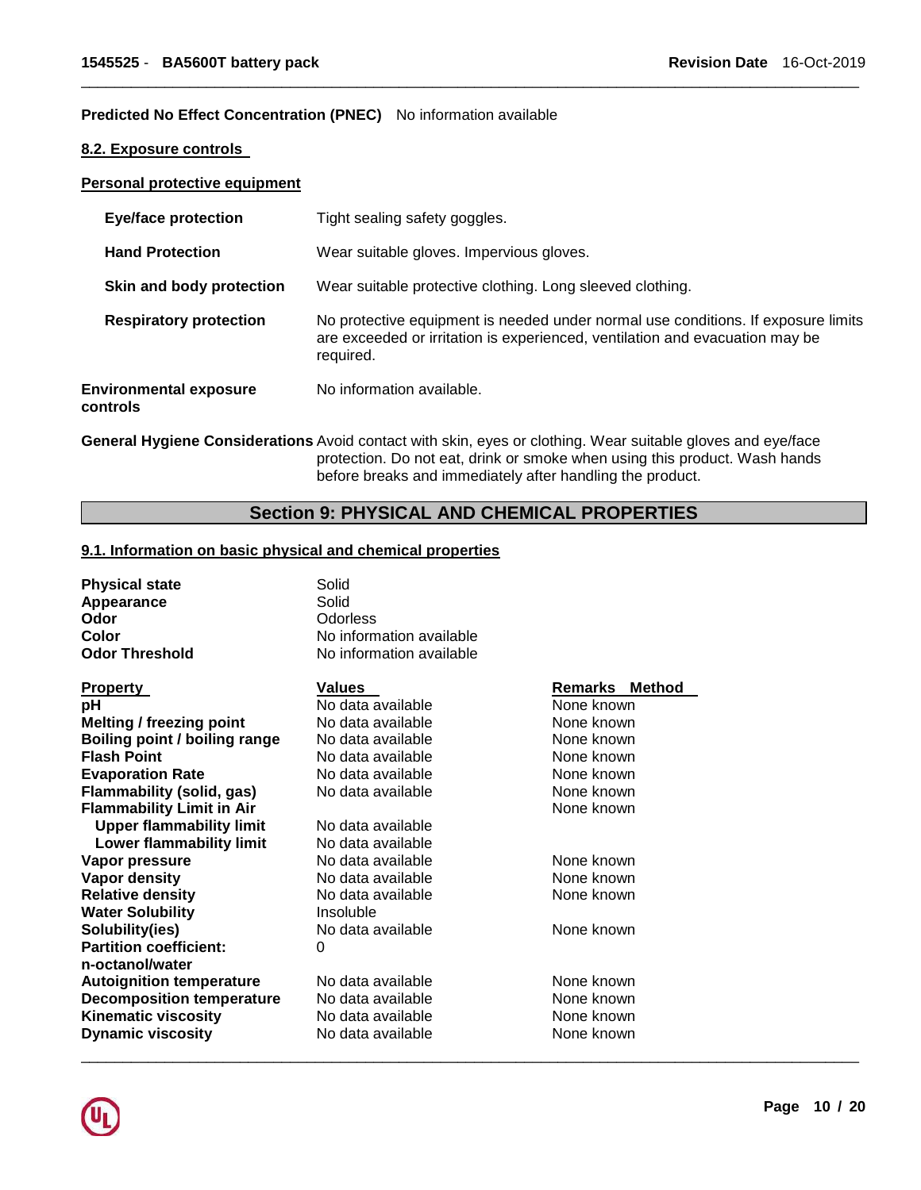**Predicted No Effect Concentration (PNEC)** No information available

### 8.2. Exposure controls

#### Personal protective equipment

| | |
|---|---|
| **Eye/face protection** | Tight sealing safety goggles. |
| **Hand Protection** | Wear suitable gloves. Impervious gloves. |
| **Skin and body protection** | Wear suitable protective clothing. Long sleeved clothing. |
| **Respiratory protection** | No protective equipment is needed under normal use conditions. If exposure limits are exceeded or irritation is experienced, ventilation and evacuation may be required. |
| **Environmental exposure controls** | No information available. |

**General Hygiene Considerations** Avoid contact with skin, eyes or clothing. Wear suitable gloves and eye/face protection. Do not eat, drink or smoke when using this product. Wash hands before breaks and immediately after handling the product.

## Section 9: PHYSICAL AND CHEMICAL PROPERTIES

### 9.1. Information on basic physical and chemical properties

| | |
|---|---|
| **Physical state** | Solid |
| **Appearance** | Solid |
| **Odor** | Odorless |
| **Color** | No information available |
| **Odor Threshold** | No information available |

| Property | Values | Remarks Method |
|---|---|---|
| **pH** | No data available | None known |
| **Melting / freezing point** | No data available | None known |
| **Boiling point / boiling range** | No data available | None known |
| **Flash Point** | No data available | None known |
| **Evaporation Rate** | No data available | None known |
| **Flammability (solid, gas)** | No data available | None known |
| **Flammability Limit in Air** | | None known |
| **Upper flammability limit** | No data available | |
| **Lower flammability limit** | No data available | |
| **Vapor pressure** | No data available | None known |
| **Vapor density** | No data available | None known |
| **Relative density** | No data available | None known |
| **Water Solubility** | Insoluble | |
| **Solubility(ies)** | No data available | None known |
| **Partition coefficient: n-octanol/water** | 0 | |
| **Autoignition temperature** | No data available | None known |
| **Decomposition temperature** | No data available | None known |
| **Kinematic viscosity** | No data available | None known |
| **Dynamic viscosity** | No data available | None known |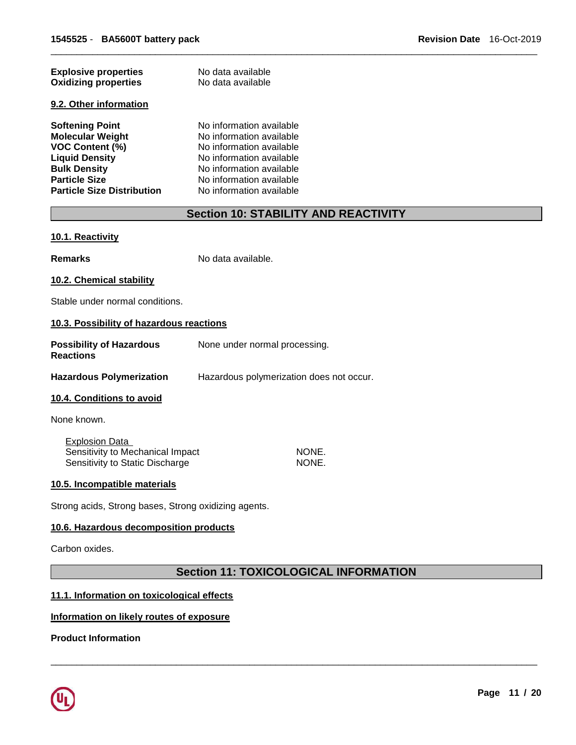| | |
|---|---|
| **Explosive properties** | No data available |
| **Oxidizing properties** | No data available |

**9.2. Other information**

| | |
|---|---|
| **Softening Point** | No information available |
| **Molecular Weight** | No information available |
| **VOC Content (%)** | No information available |
| **Liquid Density** | No information available |
| **Bulk Density** | No information available |
| **Particle Size** | No information available |
| **Particle Size Distribution** | No information available |

## Section 10: STABILITY AND REACTIVITY

**10.1. Reactivity**

**Remarks** No data available.

**10.2. Chemical stability**

Stable under normal conditions.

**10.3. Possibility of hazardous reactions**

| | |
|---|---|
| **Possibility of Hazardous Reactions** | None under normal processing. |
| **Hazardous Polymerization** | Hazardous polymerization does not occur. |

**10.4. Conditions to avoid**

None known.

Explosion Data

| | |
|---|---|
| Sensitivity to Mechanical Impact | NONE. |
| Sensitivity to Static Discharge | NONE. |

**10.5. Incompatible materials**

Strong acids, Strong bases, Strong oxidizing agents.

**10.6. Hazardous decomposition products**

Carbon oxides.

## Section 11: TOXICOLOGICAL INFORMATION

**11.1. Information on toxicological effects**

**Information on likely routes of exposure**

**Product Information**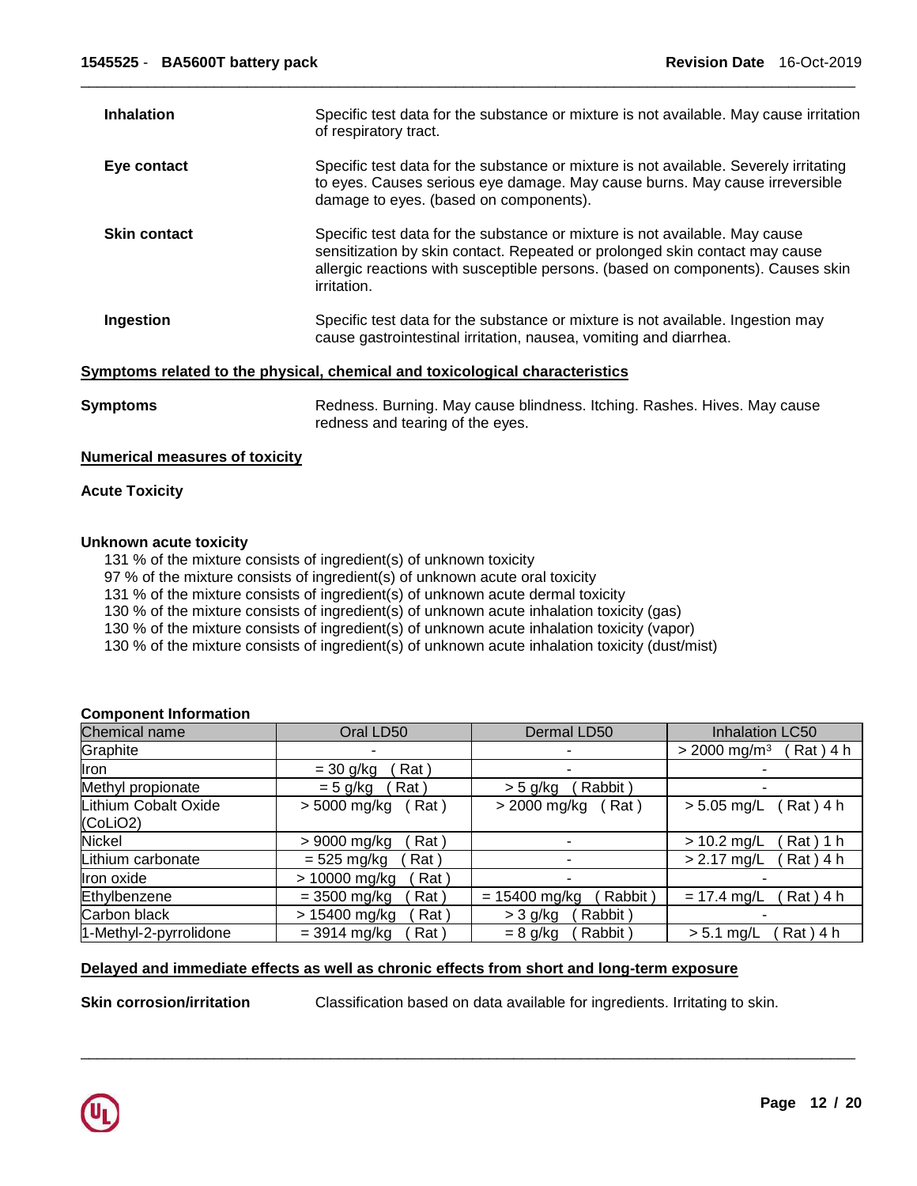**Inhalation** Specific test data for the substance or mixture is not available. May cause irritation of respiratory tract.

**Eye contact** Specific test data for the substance or mixture is not available. Severely irritating to eyes. Causes serious eye damage. May cause burns. May cause irreversible damage to eyes. (based on components).

**Skin contact** Specific test data for the substance or mixture is not available. May cause sensitization by skin contact. Repeated or prolonged skin contact may cause allergic reactions with susceptible persons. (based on components). Causes skin irritation.

**Ingestion** Specific test data for the substance or mixture is not available. Ingestion may cause gastrointestinal irritation, nausea, vomiting and diarrhea.

**Symptoms related to the physical, chemical and toxicological characteristics**

**Symptoms** Redness. Burning. May cause blindness. Itching. Rashes. Hives. May cause redness and tearing of the eyes.

**Numerical measures of toxicity**

**Acute Toxicity**

**Unknown acute toxicity**

131 % of the mixture consists of ingredient(s) of unknown toxicity
97 % of the mixture consists of ingredient(s) of unknown acute oral toxicity
131 % of the mixture consists of ingredient(s) of unknown acute dermal toxicity
130 % of the mixture consists of ingredient(s) of unknown acute inhalation toxicity (gas)
130 % of the mixture consists of ingredient(s) of unknown acute inhalation toxicity (vapor)
130 % of the mixture consists of ingredient(s) of unknown acute inhalation toxicity (dust/mist)

**Component Information**

| Chemical name | Oral LD50 | Dermal LD50 | Inhalation LC50 |
|---|---|---|---|
| Graphite | - | - | > 2000 mg/m³ ( Rat ) 4 h |
| Iron | = 30 g/kg ( Rat ) | - | - |
| Methyl propionate | = 5 g/kg ( Rat ) | > 5 g/kg ( Rabbit ) | - |
| Lithium Cobalt Oxide ($CoLiO_2$) | > 5000 mg/kg ( Rat ) | > 2000 mg/kg ( Rat ) | > 5.05 mg/L ( Rat ) 4 h |
| Nickel | > 9000 mg/kg ( Rat ) | - | > 10.2 mg/L ( Rat ) 1 h |
| Lithium carbonate | = 525 mg/kg ( Rat ) | - | > 2.17 mg/L ( Rat ) 4 h |
| Iron oxide | > 10000 mg/kg ( Rat ) | - | - |
| Ethylbenzene | = 3500 mg/kg ( Rat ) | = 15400 mg/kg ( Rabbit ) | = 17.4 mg/L ( Rat ) 4 h |
| Carbon black | > 15400 mg/kg ( Rat ) | > 3 g/kg ( Rabbit ) | - |
| 1-Methyl-2-pyrrolidone | = 3914 mg/kg ( Rat ) | = 8 g/kg ( Rabbit ) | > 5.1 mg/L ( Rat ) 4 h |

**Delayed and immediate effects as well as chronic effects from short and long-term exposure**

**Skin corrosion/irritation** Classification based on data available for ingredients. Irritating to skin.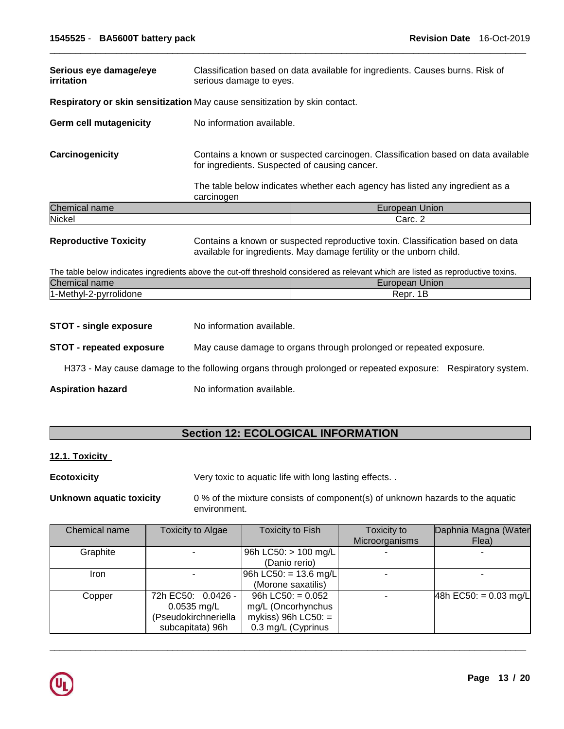**Serious eye damage/eye irritation** Classification based on data available for ingredients. Causes burns. Risk of serious damage to eyes.

**Respiratory or skin sensitization** May cause sensitization by skin contact.

**Germ cell mutagenicity** No information available.

**Carcinogenicity** Contains a known or suspected carcinogen. Classification based on data available for ingredients. Suspected of causing cancer.

The table below indicates whether each agency has listed any ingredient as a carcinogen

| Chemical name | European Union |
|---|---|
| Nickel | Carc. 2 |

**Reproductive Toxicity** Contains a known or suspected reproductive toxin. Classification based on data available for ingredients. May damage fertility or the unborn child.

The table below indicates ingredients above the cut-off threshold considered as relevant which are listed as reproductive toxins.

| Chemical name | European Union |
|---|---|
| 1-Methyl-2-pyrrolidone | Repr. 1B |

**STOT - single exposure** No information available.

**STOT - repeated exposure** May cause damage to organs through prolonged or repeated exposure.

H373 - May cause damage to the following organs through prolonged or repeated exposure: Respiratory system.

**Aspiration hazard** No information available.

## Section 12: ECOLOGICAL INFORMATION

### 12.1. Toxicity

**Ecotoxicity** Very toxic to aquatic life with long lasting effects. .

**Unknown aquatic toxicity** 0 % of the mixture consists of component(s) of unknown hazards to the aquatic environment.

| Chemical name | Toxicity to Algae | Toxicity to Fish | Toxicity to Microorganisms | Daphnia Magna (Water Flea) |
|---|---|---|---|---|
| Graphite | - | 96h LC50: > 100 mg/L (Danio rerio) | - | - |
| Iron | - | 96h LC50: = 13.6 mg/L (Morone saxatilis) | - | - |
| Copper | 72h EC50: 0.0426 - 0.0535 mg/L (Pseudokirchneriella subcapitata) 96h | 96h LC50: = 0.052 mg/L (Oncorhynchus mykiss) 96h LC50: = 0.3 mg/L (Cyprinus | - | 48h EC50: = 0.03 mg/L |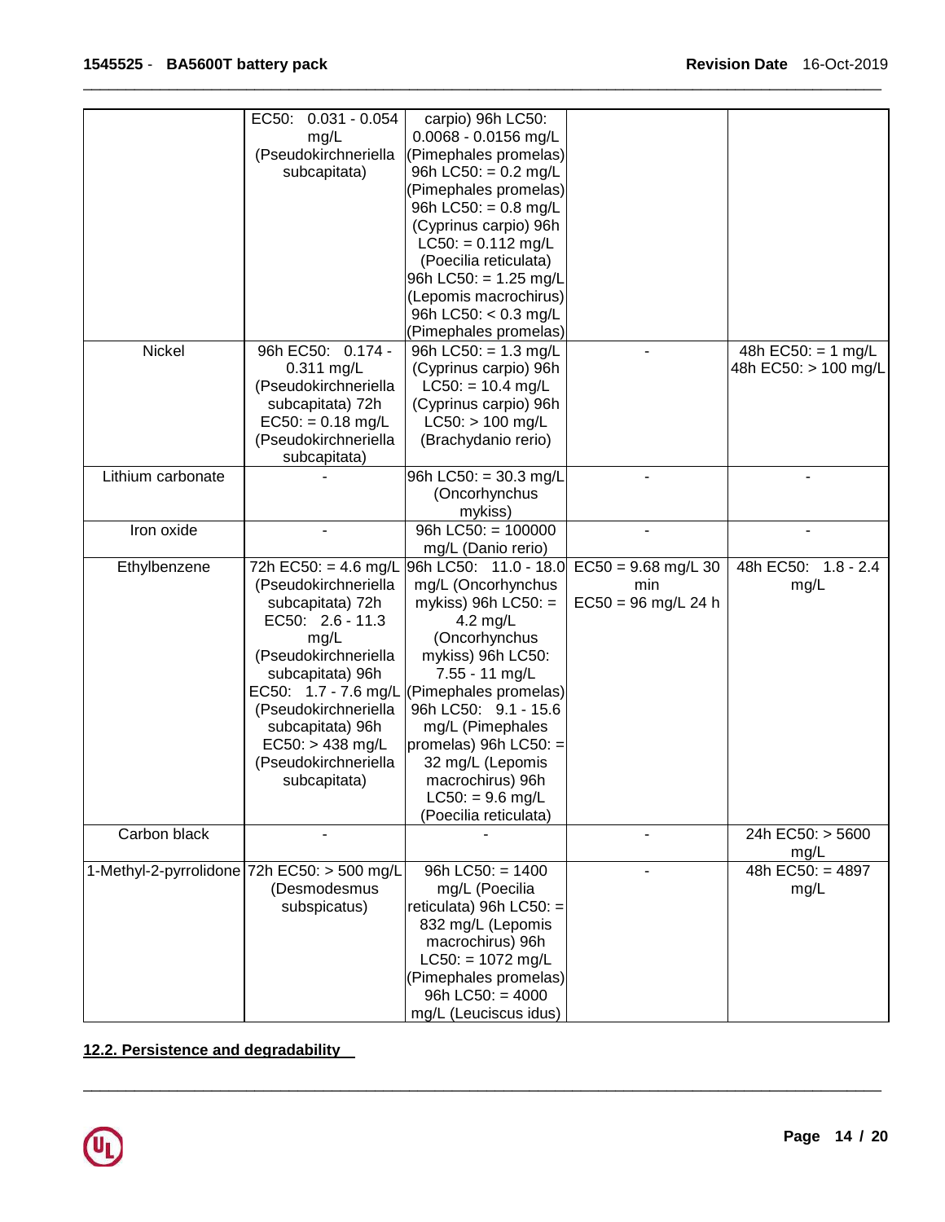| | EC50: 0.031 - 0.054 mg/L (Pseudokirchneriella subcapitata) | carpio) 96h LC50: 0.0068 - 0.0156 mg/L (Pimephales promelas) 96h LC50: = 0.2 mg/L (Pimephales promelas) 96h LC50: = 0.8 mg/L (Cyprinus carpio) 96h LC50: = 0.112 mg/L (Poecilia reticulata) 96h LC50: = 1.25 mg/L (Lepomis macrochirus) 96h LC50: < 0.3 mg/L (Pimephales promelas) | | |
|---|---|---|---|---|
| Nickel | 96h EC50: 0.174 - 0.311 mg/L (Pseudokirchneriella subcapitata) 72h EC50: = 0.18 mg/L (Pseudokirchneriella subcapitata) | 96h LC50: = 1.3 mg/L (Cyprinus carpio) 96h LC50: = 10.4 mg/L (Cyprinus carpio) 96h LC50: > 100 mg/L (Brachydanio rerio) | - | 48h EC50: = 1 mg/L 48h EC50: > 100 mg/L |
| Lithium carbonate | - | 96h LC50: = 30.3 mg/L (Oncorhynchus mykiss) | - | - |
| Iron oxide | - | 96h LC50: = 100000 mg/L (Danio rerio) | - | - |
| Ethylbenzene | 72h EC50: = 4.6 mg/L (Pseudokirchneriella subcapitata) 72h EC50: 2.6 - 11.3 mg/L (Pseudokirchneriella subcapitata) 96h EC50: 1.7 - 7.6 mg/L (Pseudokirchneriella subcapitata) 96h EC50: > 438 mg/L (Pseudokirchneriella subcapitata) | 96h LC50: 11.0 - 18.0 mg/L (Oncorhynchus mykiss) 96h LC50: = 4.2 mg/L (Oncorhynchus mykiss) 96h LC50: 7.55 - 11 mg/L (Pimephales promelas) 96h LC50: 9.1 - 15.6 mg/L (Pimephales promelas) 96h LC50: = 32 mg/L (Lepomis macrochirus) 96h LC50: = 9.6 mg/L (Poecilia reticulata) | EC50 = 9.68 mg/L 30 min EC50 = 96 mg/L 24 h | 48h EC50: 1.8 - 2.4 mg/L |
| Carbon black | - | - | - | 24h EC50: > 5600 mg/L |
| 1-Methyl-2-pyrrolidone | 72h EC50: > 500 mg/L (Desmodesmus subspicatus) | 96h LC50: = 1400 mg/L (Poecilia reticulata) 96h LC50: = 832 mg/L (Lepomis macrochirus) 96h LC50: = 1072 mg/L (Pimephales promelas) 96h LC50: = 4000 mg/L (Leuciscus idus) | - | 48h EC50: = 4897 mg/L |

## 12.2. Persistence and degradability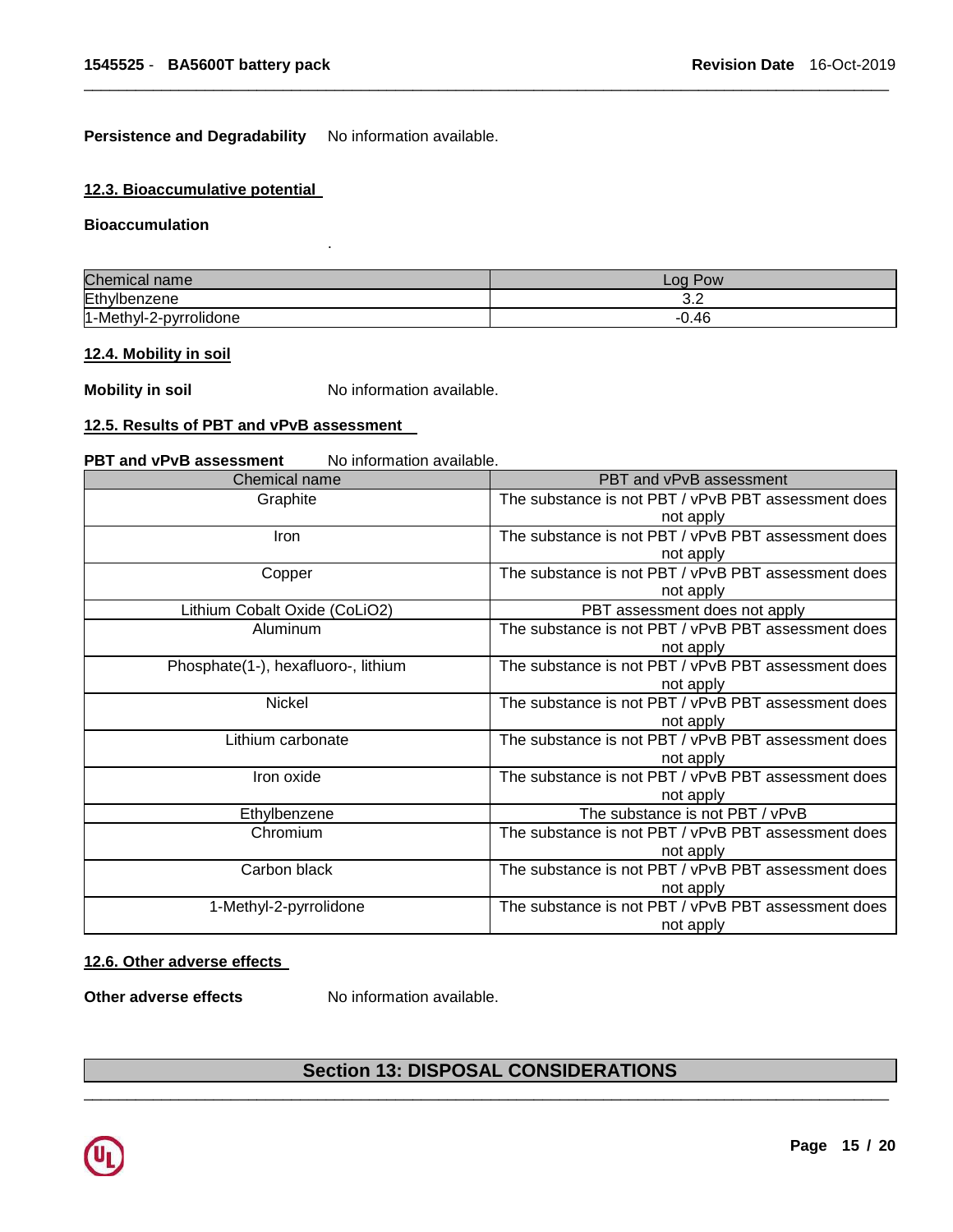**Persistence and Degradability** No information available.

### 12.3. Bioaccumulative potential

**Bioaccumulation**

.

| Chemical name | Log Pow |
|---|---|
| Ethylbenzene | 3.2 |
| 1-Methyl-2-pyrrolidone | -0.46 |

### 12.4. Mobility in soil

**Mobility in soil** No information available.

### 12.5. Results of PBT and vPvB assessment

**PBT and vPvB assessment** No information available.

| Chemical name | PBT and vPvB assessment |
|---|---|
| Graphite | The substance is not PBT / vPvB PBT assessment does not apply |
| Iron | The substance is not PBT / vPvB PBT assessment does not apply |
| Copper | The substance is not PBT / vPvB PBT assessment does not apply |
| Lithium Cobalt Oxide (CoLiO2) | PBT assessment does not apply |
| Aluminum | The substance is not PBT / vPvB PBT assessment does not apply |
| Phosphate(1-), hexafluoro-, lithium | The substance is not PBT / vPvB PBT assessment does not apply |
| Nickel | The substance is not PBT / vPvB PBT assessment does not apply |
| Lithium carbonate | The substance is not PBT / vPvB PBT assessment does not apply |
| Iron oxide | The substance is not PBT / vPvB PBT assessment does not apply |
| Ethylbenzene | The substance is not PBT / vPvB |
| Chromium | The substance is not PBT / vPvB PBT assessment does not apply |
| Carbon black | The substance is not PBT / vPvB PBT assessment does not apply |
| 1-Methyl-2-pyrrolidone | The substance is not PBT / vPvB PBT assessment does not apply |

### 12.6. Other adverse effects

**Other adverse effects** No information available.

## Section 13: DISPOSAL CONSIDERATIONS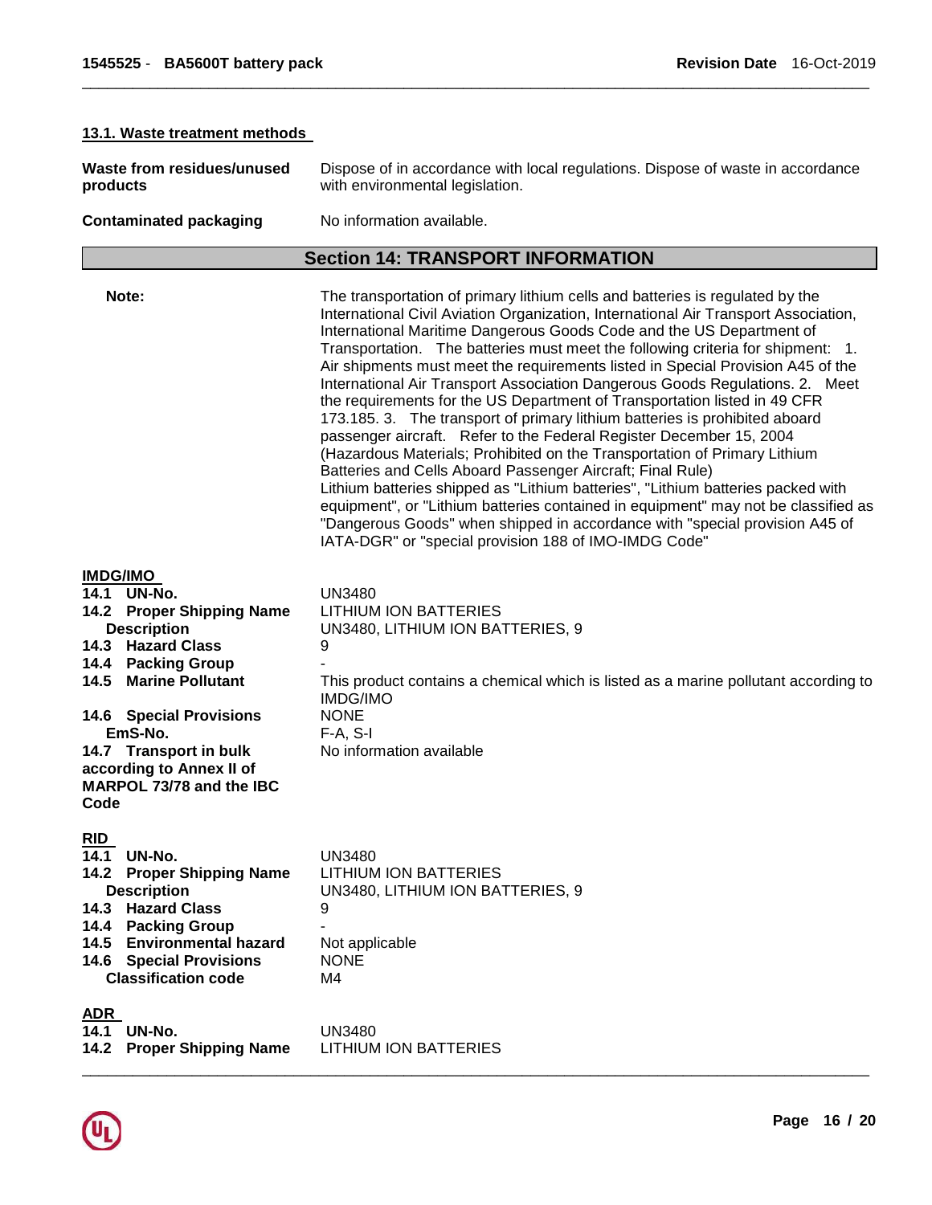#### 13.1. Waste treatment methods

| | |
|---|---|
| **Waste from residues/unused products** | Dispose of in accordance with local regulations. Dispose of waste in accordance with environmental legislation. |
| **Contaminated packaging** | No information available. |

## Section 14: TRANSPORT INFORMATION

**Note:** The transportation of primary lithium cells and batteries is regulated by the International Civil Aviation Organization, International Air Transport Association, International Maritime Dangerous Goods Code and the US Department of Transportation. The batteries must meet the following criteria for shipment: 1. Air shipments must meet the requirements listed in Special Provision A45 of the International Air Transport Association Dangerous Goods Regulations. 2. Meet the requirements for the US Department of Transportation listed in 49 CFR 173.185. 3. The transport of primary lithium batteries is prohibited aboard passenger aircraft. Refer to the Federal Register December 15, 2004 (Hazardous Materials; Prohibited on the Transportation of Primary Lithium Batteries and Cells Aboard Passenger Aircraft; Final Rule)
Lithium batteries shipped as "Lithium batteries", "Lithium batteries packed with equipment", or "Lithium batteries contained in equipment" may not be classified as "Dangerous Goods" when shipped in accordance with "special provision A45 of IATA-DGR" or "special provision 188 of IMO-IMDG Code"

#### IMDG/IMO

| | |
|---|---|
| **14.1 UN-No.** | UN3480 |
| **14.2 Proper Shipping Name** | LITHIUM ION BATTERIES |
| **Description** | UN3480, LITHIUM ION BATTERIES, 9 |
| **14.3 Hazard Class** | 9 |
| **14.4 Packing Group** | - |
| **14.5 Marine Pollutant** | This product contains a chemical which is listed as a marine pollutant according to IMDG/IMO |
| **14.6 Special Provisions** | NONE |
| **EmS-No.** | F-A, S-I |
| **14.7 Transport in bulk according to Annex II of MARPOL 73/78 and the IBC Code** | No information available |

#### RID

| | |
|---|---|
| **14.1 UN-No.** | UN3480 |
| **14.2 Proper Shipping Name** | LITHIUM ION BATTERIES |
| **Description** | UN3480, LITHIUM ION BATTERIES, 9 |
| **14.3 Hazard Class** | 9 |
| **14.4 Packing Group** | - |
| **14.5 Environmental hazard** | Not applicable |
| **14.6 Special Provisions** | NONE |
| **Classification code** | M4 |

#### ADR

| | |
|---|---|
| **14.1 UN-No.** | UN3480 |
| **14.2 Proper Shipping Name** | LITHIUM ION BATTERIES |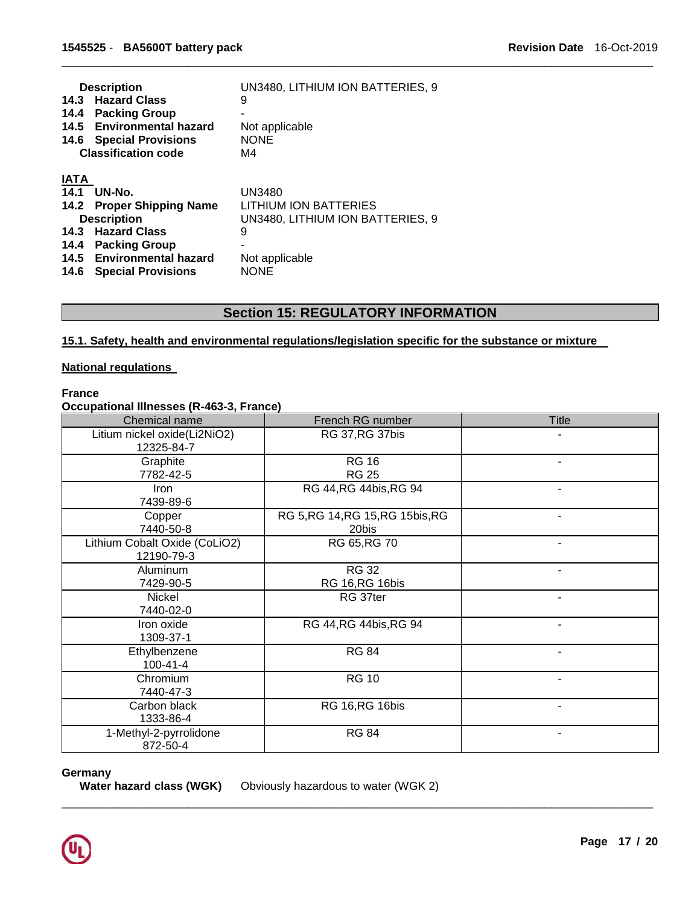| | |
|---|---|
| **Description** | UN3480, LITHIUM ION BATTERIES, 9 |
| **14.3 Hazard Class** | 9 |
| **14.4 Packing Group** | - |
| **14.5 Environmental hazard** | Not applicable |
| **14.6 Special Provisions** | NONE |
| **Classification code** | M4 |

**IATA**

| | |
|---|---|
| **14.1 UN-No.** | UN3480 |
| **14.2 Proper Shipping Name** | LITHIUM ION BATTERIES |
| **Description** | UN3480, LITHIUM ION BATTERIES, 9 |
| **14.3 Hazard Class** | 9 |
| **14.4 Packing Group** | - |
| **14.5 Environmental hazard** | Not applicable |
| **14.6 Special Provisions** | NONE |

## Section 15: REGULATORY INFORMATION

### 15.1. Safety, health and environmental regulations/legislation specific for the substance or mixture

**National regulations**

**France**

**Occupational Illnesses (R-463-3, France)**

| Chemical name | French RG number | Title |
|---|---|---|
| Litium nickel oxide(Li2NiO2)<br>12325-84-7 | RG 37,RG 37bis | - |
| Graphite<br>7782-42-5 | RG 16<br>RG 25 | - |
| Iron<br>7439-89-6 | RG 44,RG 44bis,RG 94 | - |
| Copper<br>7440-50-8 | RG 5,RG 14,RG 15,RG 15bis,RG 20bis | - |
| Lithium Cobalt Oxide (CoLiO2)<br>12190-79-3 | RG 65,RG 70 | - |
| Aluminum<br>7429-90-5 | RG 32<br>RG 16,RG 16bis | - |
| Nickel<br>7440-02-0 | RG 37ter | - |
| Iron oxide<br>1309-37-1 | RG 44,RG 44bis,RG 94 | - |
| Ethylbenzene<br>100-41-4 | RG 84 | - |
| Chromium<br>7440-47-3 | RG 10 | - |
| Carbon black<br>1333-86-4 | RG 16,RG 16bis | - |
| 1-Methyl-2-pyrrolidone<br>872-50-4 | RG 84 | - |

**Germany**

**Water hazard class (WGK)** Obviously hazardous to water (WGK 2)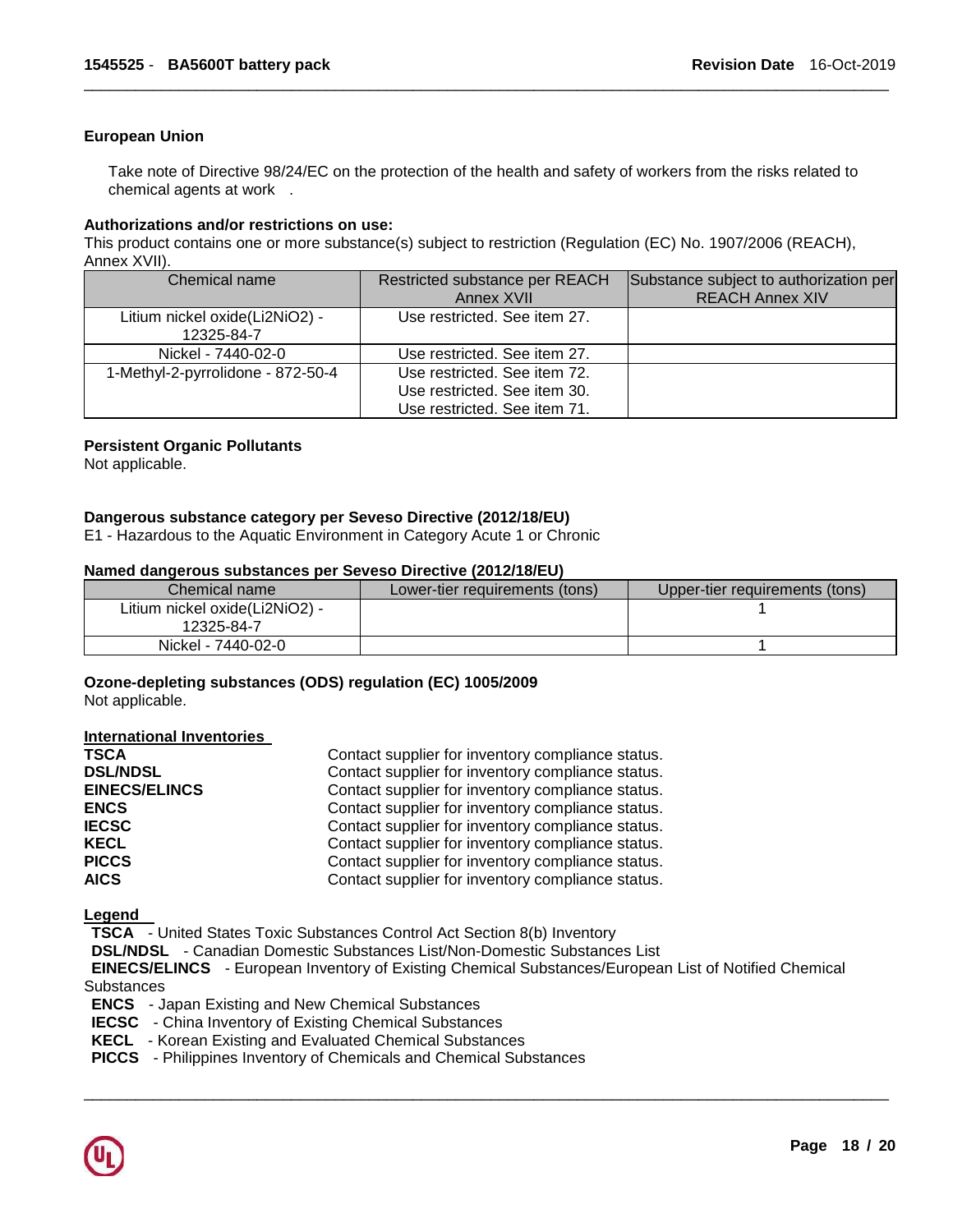## European Union

Take note of Directive 98/24/EC on the protection of the health and safety of workers from the risks related to chemical agents at work .

**Authorizations and/or restrictions on use:**

This product contains one or more substance(s) subject to restriction (Regulation (EC) No. 1907/2006 (REACH), Annex XVII).

| Chemical name | Restricted substance per REACH Annex XVII | Substance subject to authorization per REACH Annex XIV |
|---|---|---|
| Litium nickel oxide(Li2NiO2) - 12325-84-7 | Use restricted. See item 27. | |
| Nickel - 7440-02-0 | Use restricted. See item 27. | |
| 1-Methyl-2-pyrrolidone - 872-50-4 | Use restricted. See item 72.<br>Use restricted. See item 30.<br>Use restricted. See item 71. | |

**Persistent Organic Pollutants**

Not applicable.

**Dangerous substance category per Seveso Directive (2012/18/EU)**

E1 - Hazardous to the Aquatic Environment in Category Acute 1 or Chronic

**Named dangerous substances per Seveso Directive (2012/18/EU)**

| Chemical name | Lower-tier requirements (tons) | Upper-tier requirements (tons) |
|---|---|---|
| Litium nickel oxide(Li2NiO2) - 12325-84-7 | | 1 |
| Nickel - 7440-02-0 | | 1 |

**Ozone-depleting substances (ODS) regulation (EC) 1005/2009**

Not applicable.

**International Inventories**

| | |
|---|---|
| **TSCA** | Contact supplier for inventory compliance status. |
| **DSL/NDSL** | Contact supplier for inventory compliance status. |
| **EINECS/ELINCS** | Contact supplier for inventory compliance status. |
| **ENCS** | Contact supplier for inventory compliance status. |
| **IECSC** | Contact supplier for inventory compliance status. |
| **KECL** | Contact supplier for inventory compliance status. |
| **PICCS** | Contact supplier for inventory compliance status. |
| **AICS** | Contact supplier for inventory compliance status. |

**Legend**

**TSCA** - United States Toxic Substances Control Act Section 8(b) Inventory
**DSL/NDSL** - Canadian Domestic Substances List/Non-Domestic Substances List
**EINECS/ELINCS** - European Inventory of Existing Chemical Substances/European List of Notified Chemical Substances
**ENCS** - Japan Existing and New Chemical Substances
**IECSC** - China Inventory of Existing Chemical Substances
**KECL** - Korean Existing and Evaluated Chemical Substances
**PICCS** - Philippines Inventory of Chemicals and Chemical Substances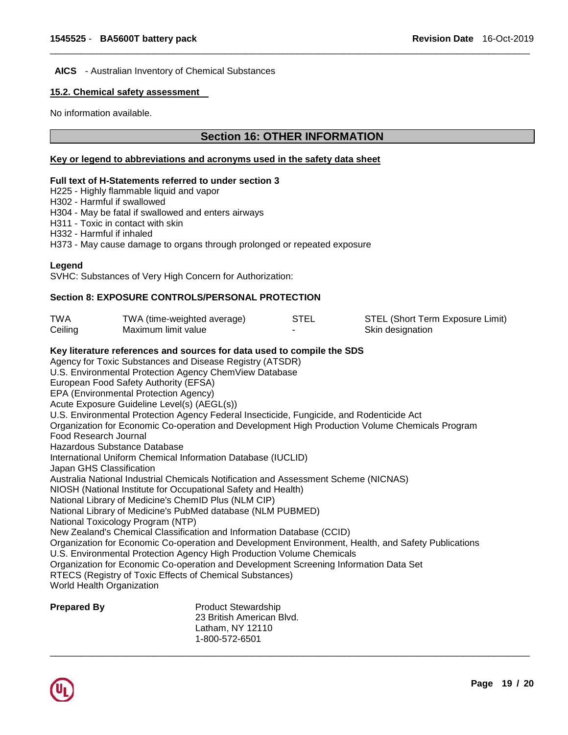**AICS** - Australian Inventory of Chemical Substances

### 15.2. Chemical safety assessment

No information available.

## Section 16: OTHER INFORMATION

### Key or legend to abbreviations and acronyms used in the safety data sheet

**Full text of H-Statements referred to under section 3**

H225 - Highly flammable liquid and vapor
H302 - Harmful if swallowed
H304 - May be fatal if swallowed and enters airways
H311 - Toxic in contact with skin
H332 - Harmful if inhaled
H373 - May cause damage to organs through prolonged or repeated exposure

**Legend**

SVHC: Substances of Very High Concern for Authorization:

**Section 8: EXPOSURE CONTROLS/PERSONAL PROTECTION**

| | | | |
|---|---|---|---|
| TWA | TWA (time-weighted average) | STEL | STEL (Short Term Exposure Limit) |
| Ceiling | Maximum limit value | - | Skin designation |

**Key literature references and sources for data used to compile the SDS**

Agency for Toxic Substances and Disease Registry (ATSDR)
U.S. Environmental Protection Agency ChemView Database
European Food Safety Authority (EFSA)
EPA (Environmental Protection Agency)
Acute Exposure Guideline Level(s) (AEGL(s))
U.S. Environmental Protection Agency Federal Insecticide, Fungicide, and Rodenticide Act
Organization for Economic Co-operation and Development High Production Volume Chemicals Program
Food Research Journal
Hazardous Substance Database
International Uniform Chemical Information Database (IUCLID)
Japan GHS Classification
Australia National Industrial Chemicals Notification and Assessment Scheme (NICNAS)
NIOSH (National Institute for Occupational Safety and Health)
National Library of Medicine's ChemID Plus (NLM CIP)
National Library of Medicine's PubMed database (NLM PUBMED)
National Toxicology Program (NTP)
New Zealand's Chemical Classification and Information Database (CCID)
Organization for Economic Co-operation and Development Environment, Health, and Safety Publications
U.S. Environmental Protection Agency High Production Volume Chemicals
Organization for Economic Co-operation and Development Screening Information Data Set
RTECS (Registry of Toxic Effects of Chemical Substances)
World Health Organization

**Prepared By**

Product Stewardship
23 British American Blvd.
Latham, NY 12110
1-800-572-6501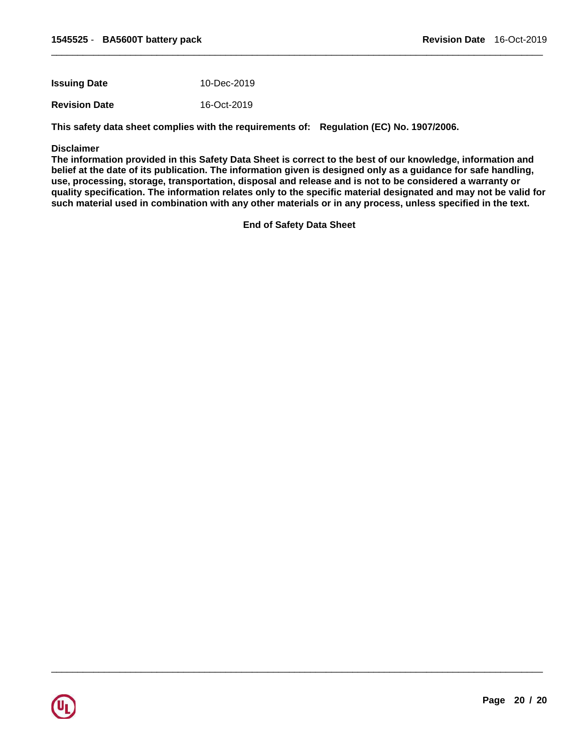**Issuing Date** 10-Dec-2019

**Revision Date** 16-Oct-2019

**This safety data sheet complies with the requirements of: Regulation (EC) No. 1907/2006.**

**Disclaimer**
**The information provided in this Safety Data Sheet is correct to the best of our knowledge, information and belief at the date of its publication. The information given is designed only as a guidance for safe handling, use, processing, storage, transportation, disposal and release and is not to be considered a warranty or quality specification. The information relates only to the specific material designated and may not be valid for such material used in combination with any other materials or in any process, unless specified in the text.**

**End of Safety Data Sheet**